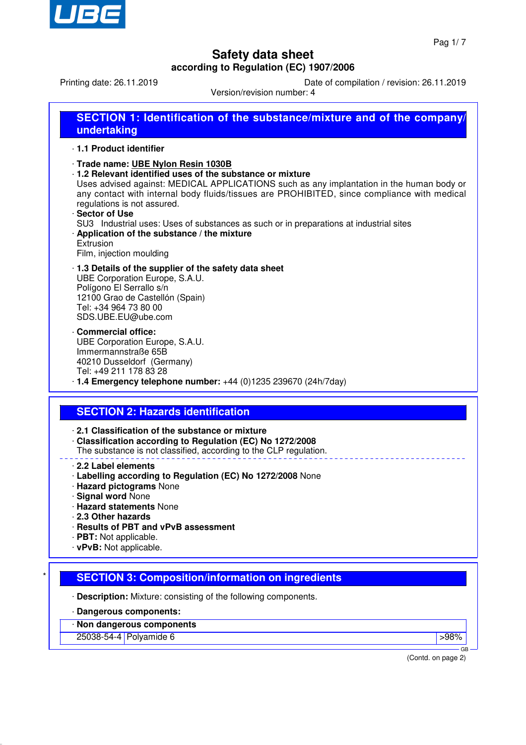# Safety data sheet

**according to Regulation (EC) 1907/2006**

Printing date: 26.11.2019 Date of compilation / revision: 26.11.2019

Version/revision number: 4

## SECTION 1: Identification of the substance/mixture and of the company/ undertaking

· **1.1 Product identifier**

· **Trade name: UBE Nylon Resin 1030B**

· **1.2 Relevant identified uses of the substance or mixture**
Uses advised against: MEDICAL APPLICATIONS such as any implantation in the human body or any contact with internal body fluids/tissues are PROHIBITED, since compliance with medical regulations is not assured.

· **Sector of Use**
SU3 Industrial uses: Uses of substances as such or in preparations at industrial sites

· **Application of the substance / the mixture**
Extrusion
Film, injection moulding

· **1.3 Details of the supplier of the safety data sheet**
UBE Corporation Europe, S.A.U.
Polígono El Serrallo s/n
12100 Grao de Castellón (Spain)
Tel: +34 964 73 80 00
SDS.UBE.EU@ube.com

· **Commercial office:**
UBE Corporation Europe, S.A.U.
Immermannstraße 65B
40210 Dusseldorf (Germany)
Tel: +49 211 178 83 28

· **1.4 Emergency telephone number:** +44 (0)1235 239670 (24h/7day)

## SECTION 2: Hazards identification

· **2.1 Classification of the substance or mixture**

· **Classification according to Regulation (EC) No 1272/2008**
The substance is not classified, according to the CLP regulation.

· **2.2 Label elements**

· **Labelling according to Regulation (EC) No 1272/2008** None

· **Hazard pictograms** None

· **Signal word** None

· **Hazard statements** None

· **2.3 Other hazards**

· **Results of PBT and vPvB assessment**

· **PBT:** Not applicable.

· **vPvB:** Not applicable.

## * SECTION 3: Composition/information on ingredients

· **Description:** Mixture: consisting of the following components.

· **Dangerous components:**

| · **Non dangerous components** | | |
|---|---|---|
| 25038-54-4 | Polyamide 6 | >98% |

(Contd. on page 2)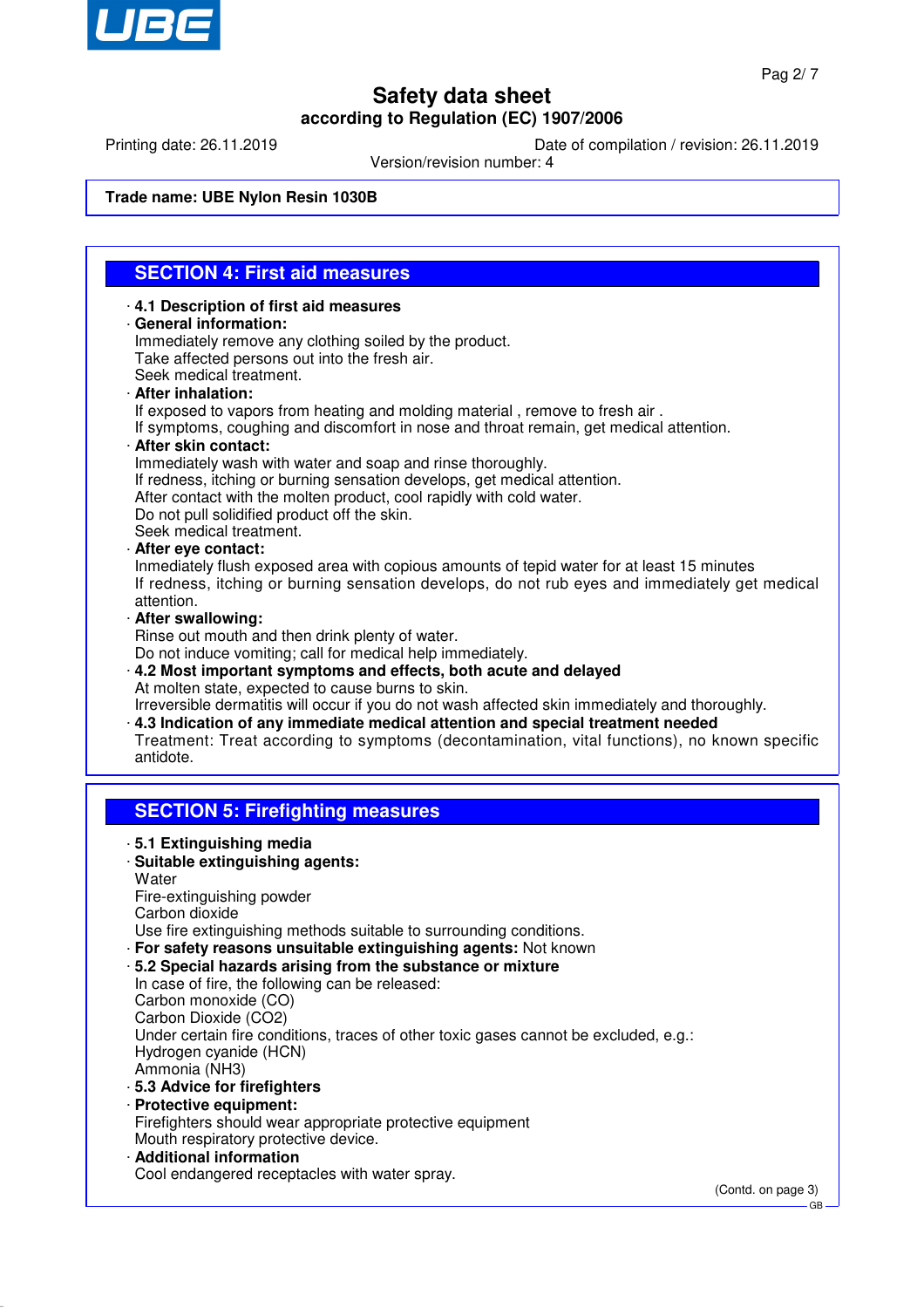**Trade name: UBE Nylon Resin 1030B**

## SECTION 4: First aid measures

· **4.1 Description of first aid measures**
· **General information:**
Immediately remove any clothing soiled by the product.
Take affected persons out into the fresh air.
Seek medical treatment.
· **After inhalation:**
If exposed to vapors from heating and molding material , remove to fresh air .
If symptoms, coughing and discomfort in nose and throat remain, get medical attention.
· **After skin contact:**
Immediately wash with water and soap and rinse thoroughly.
If redness, itching or burning sensation develops, get medical attention.
After contact with the molten product, cool rapidly with cold water.
Do not pull solidified product off the skin.
Seek medical treatment.
· **After eye contact:**
Inmediately flush exposed area with copious amounts of tepid water for at least 15 minutes
If redness, itching or burning sensation develops, do not rub eyes and immediately get medical attention.
· **After swallowing:**
Rinse out mouth and then drink plenty of water.
Do not induce vomiting; call for medical help immediately.
· **4.2 Most important symptoms and effects, both acute and delayed**
At molten state, expected to cause burns to skin.
Irreversible dermatitis will occur if you do not wash affected skin immediately and thoroughly.
· **4.3 Indication of any immediate medical attention and special treatment needed**
Treatment: Treat according to symptoms (decontamination, vital functions), no known specific antidote.

## SECTION 5: Firefighting measures

· **5.1 Extinguishing media**
· **Suitable extinguishing agents:**
Water
Fire-extinguishing powder
Carbon dioxide
Use fire extinguishing methods suitable to surrounding conditions.
· **For safety reasons unsuitable extinguishing agents:** Not known
· **5.2 Special hazards arising from the substance or mixture**
In case of fire, the following can be released:
Carbon monoxide (CO)
Carbon Dioxide ($CO_2$)
Under certain fire conditions, traces of other toxic gases cannot be excluded, e.g.:
Hydrogen cyanide (HCN)
Ammonia ($NH_3$)
· **5.3 Advice for firefighters**
· **Protective equipment:**
Firefighters should wear appropriate protective equipment
Mouth respiratory protective device.
· **Additional information**
Cool endangered receptacles with water spray.

(Contd. on page 3)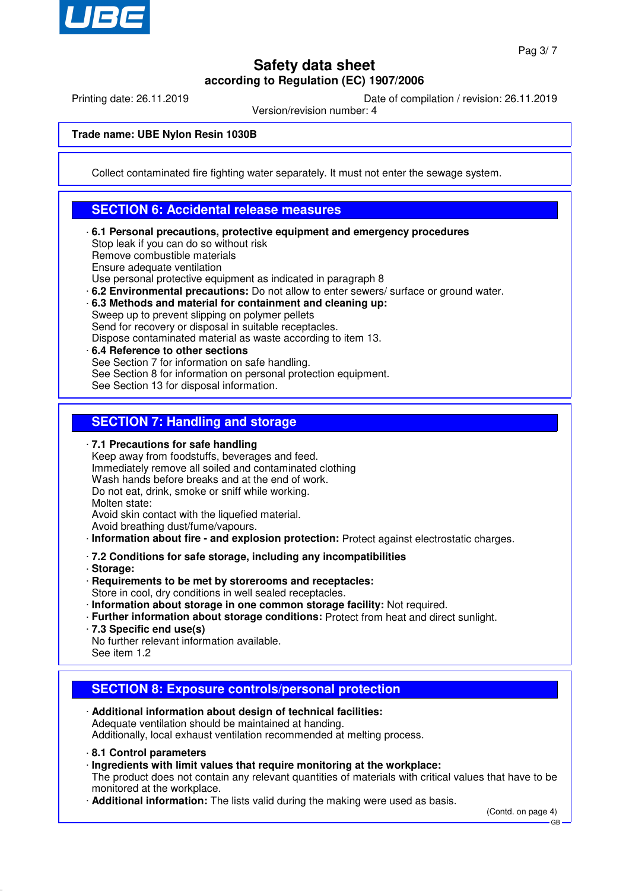**Trade name: UBE Nylon Resin 1030B**

Collect contaminated fire fighting water separately. It must not enter the sewage system.

## SECTION 6: Accidental release measures

· **6.1 Personal precautions, protective equipment and emergency procedures**
Stop leak if you can do so without risk
Remove combustible materials
Ensure adequate ventilation
Use personal protective equipment as indicated in paragraph 8
· **6.2 Environmental precautions:** Do not allow to enter sewers/ surface or ground water.
· **6.3 Methods and material for containment and cleaning up:**
Sweep up to prevent slipping on polymer pellets
Send for recovery or disposal in suitable receptacles.
Dispose contaminated material as waste according to item 13.
· **6.4 Reference to other sections**
See Section 7 for information on safe handling.
See Section 8 for information on personal protection equipment.
See Section 13 for disposal information.

## SECTION 7: Handling and storage

· **7.1 Precautions for safe handling**
Keep away from foodstuffs, beverages and feed.
Immediately remove all soiled and contaminated clothing
Wash hands before breaks and at the end of work.
Do not eat, drink, smoke or sniff while working.
Molten state:
Avoid skin contact with the liquefied material.
Avoid breathing dust/fume/vapours.
· **Information about fire - and explosion protection:** Protect against electrostatic charges.

· **7.2 Conditions for safe storage, including any incompatibilities**
· **Storage:**
· **Requirements to be met by storerooms and receptacles:**
Store in cool, dry conditions in well sealed receptacles.
· **Information about storage in one common storage facility:** Not required.
· **Further information about storage conditions:** Protect from heat and direct sunlight.
· **7.3 Specific end use(s)**
No further relevant information available.
See item 1.2

## SECTION 8: Exposure controls/personal protection

· **Additional information about design of technical facilities:**
Adequate ventilation should be maintained at handing.
Additionally, local exhaust ventilation recommended at melting process.

· **8.1 Control parameters**
· **Ingredients with limit values that require monitoring at the workplace:**
The product does not contain any relevant quantities of materials with critical values that have to be monitored at the workplace.
· **Additional information:** The lists valid during the making were used as basis.

(Contd. on page 4)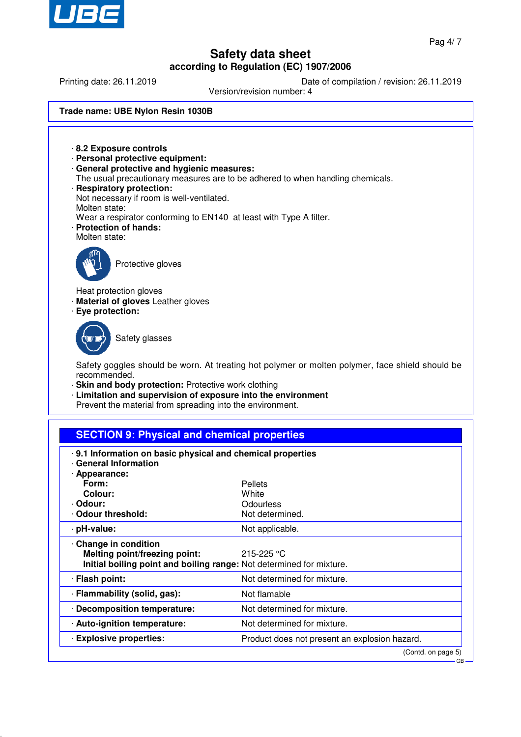Trade name: UBE Nylon Resin 1030B

· **8.2 Exposure controls**
· **Personal protective equipment:**
· **General protective and hygienic measures:**
The usual precautionary measures are to be adhered to when handling chemicals.
· **Respiratory protection:**
Not necessary if room is well-ventilated.
Molten state:
Wear a respirator conforming to EN140 at least with Type A filter.
· **Protection of hands:**
Molten state:

Protective gloves

Heat protection gloves
· **Material of gloves** Leather gloves
· **Eye protection:**

Safety glasses

Safety goggles should be worn. At treating hot polymer or molten polymer, face shield should be recommended.
· **Skin and body protection:** Protective work clothing
· **Limitation and supervision of exposure into the environment**
Prevent the material from spreading into the environment.

## SECTION 9: Physical and chemical properties

· **9.1 Information on basic physical and chemical properties**
· **General Information**

| Property | Value |
|---|---|
| · **Appearance:** | |
| **Form:** | Pellets |
| **Colour:** | White |
| · **Odour:** | Odourless |
| · **Odour threshold:** | Not determined. |
| · **pH-value:** | Not applicable. |
| · **Change in condition** | |
| **Melting point/freezing point:** | 215-225 °C |
| **Initial boiling point and boiling range:** | Not determined for mixture. |
| · **Flash point:** | Not determined for mixture. |
| · **Flammability (solid, gas):** | Not flamable |
| · **Decomposition temperature:** | Not determined for mixture. |
| · **Auto-ignition temperature:** | Not determined for mixture. |
| · **Explosive properties:** | Product does not present an explosion hazard. |

(Contd. on page 5)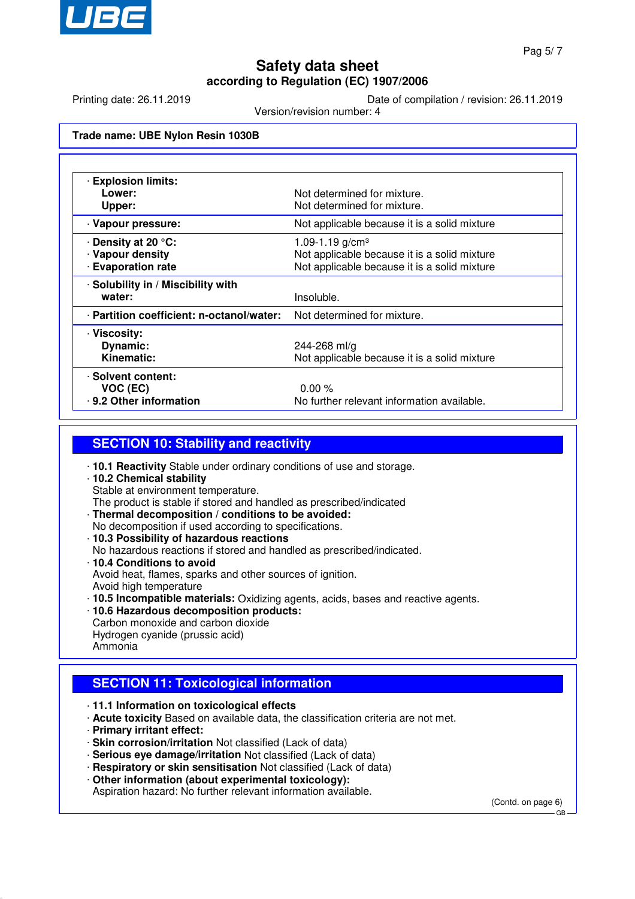**Trade name: UBE Nylon Resin 1030B**

| | |
|---|---|
| · **Explosion limits:** | |
| **Lower:** | Not determined for mixture. |
| **Upper:** | Not determined for mixture. |
| · **Vapour pressure:** | Not applicable because it is a solid mixture |
| · **Density at 20 °C:** | 1.09-1.19 g/cm³ |
| · **Vapour density** | Not applicable because it is a solid mixture |
| · **Evaporation rate** | Not applicable because it is a solid mixture |
| · **Solubility in / Miscibility with water:** | Insoluble. |
| · **Partition coefficient: n-octanol/water:** | Not determined for mixture. |
| · **Viscosity:** | |
| **Dynamic:** | 244-268 ml/g |
| **Kinematic:** | Not applicable because it is a solid mixture |
| · **Solvent content:** | |
| **VOC (EC)** | 0.00 % |
| · **9.2 Other information** | No further relevant information available. |

## SECTION 10: Stability and reactivity

· **10.1 Reactivity** Stable under ordinary conditions of use and storage.
· **10.2 Chemical stability**
Stable at environment temperature.
The product is stable if stored and handled as prescribed/indicated
· **Thermal decomposition / conditions to be avoided:**
No decomposition if used according to specifications.
· **10.3 Possibility of hazardous reactions**
No hazardous reactions if stored and handled as prescribed/indicated.
· **10.4 Conditions to avoid**
Avoid heat, flames, sparks and other sources of ignition.
Avoid high temperature
· **10.5 Incompatible materials:** Oxidizing agents, acids, bases and reactive agents.
· **10.6 Hazardous decomposition products:**
Carbon monoxide and carbon dioxide
Hydrogen cyanide (prussic acid)
Ammonia

## SECTION 11: Toxicological information

· **11.1 Information on toxicological effects**
· **Acute toxicity** Based on available data, the classification criteria are not met.
· **Primary irritant effect:**
· **Skin corrosion/irritation** Not classified (Lack of data)
· **Serious eye damage/irritation** Not classified (Lack of data)
· **Respiratory or skin sensitisation** Not classified (Lack of data)
· **Other information (about experimental toxicology):**
Aspiration hazard: No further relevant information available.

(Contd. on page 6)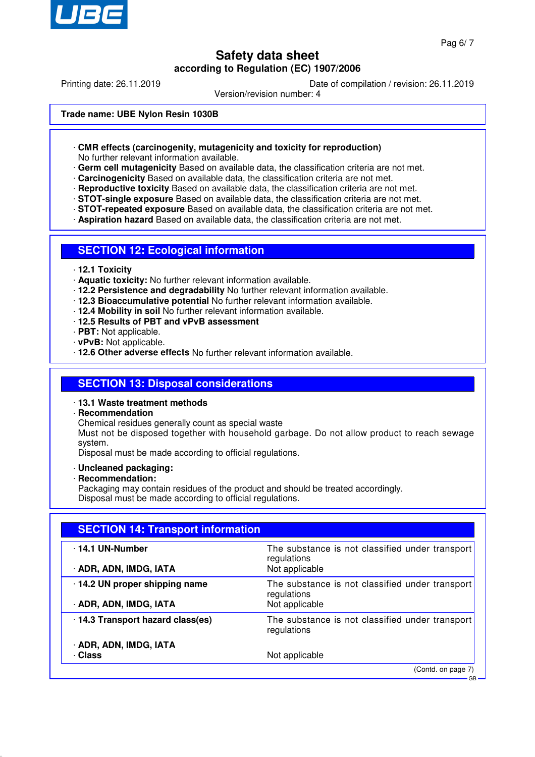Trade name: **UBE Nylon Resin 1030B**

· **CMR effects (carcinogenity, mutagenicity and toxicity for reproduction)**
No further relevant information available.
· **Germ cell mutagenicity** Based on available data, the classification criteria are not met.
· **Carcinogenicity** Based on available data, the classification criteria are not met.
· **Reproductive toxicity** Based on available data, the classification criteria are not met.
· **STOT-single exposure** Based on available data, the classification criteria are not met.
· **STOT-repeated exposure** Based on available data, the classification criteria are not met.
· **Aspiration hazard** Based on available data, the classification criteria are not met.

## SECTION 12: Ecological information

· **12.1 Toxicity**
· **Aquatic toxicity:** No further relevant information available.
· **12.2 Persistence and degradability** No further relevant information available.
· **12.3 Bioaccumulative potential** No further relevant information available.
· **12.4 Mobility in soil** No further relevant information available.
· **12.5 Results of PBT and vPvB assessment**
· **PBT:** Not applicable.
· **vPvB:** Not applicable.
· **12.6 Other adverse effects** No further relevant information available.

## SECTION 13: Disposal considerations

· **13.1 Waste treatment methods**
· **Recommendation**
Chemical residues generally count as special waste
Must not be disposed together with household garbage. Do not allow product to reach sewage system.
Disposal must be made according to official regulations.

· **Uncleaned packaging:**
· **Recommendation:**
Packaging may contain residues of the product and should be treated accordingly.
Disposal must be made according to official regulations.

## SECTION 14: Transport information

| | |
|---|---|
| · **14.1 UN-Number** | The substance is not classified under transport regulations |
| · **ADR, ADN, IMDG, IATA** | Not applicable |
| · **14.2 UN proper shipping name** | The substance is not classified under transport regulations |
| · **ADR, ADN, IMDG, IATA** | Not applicable |
| · **14.3 Transport hazard class(es)** | The substance is not classified under transport regulations |
| · **ADR, ADN, IMDG, IATA** | |
| · **Class** | Not applicable |

(Contd. on page 7)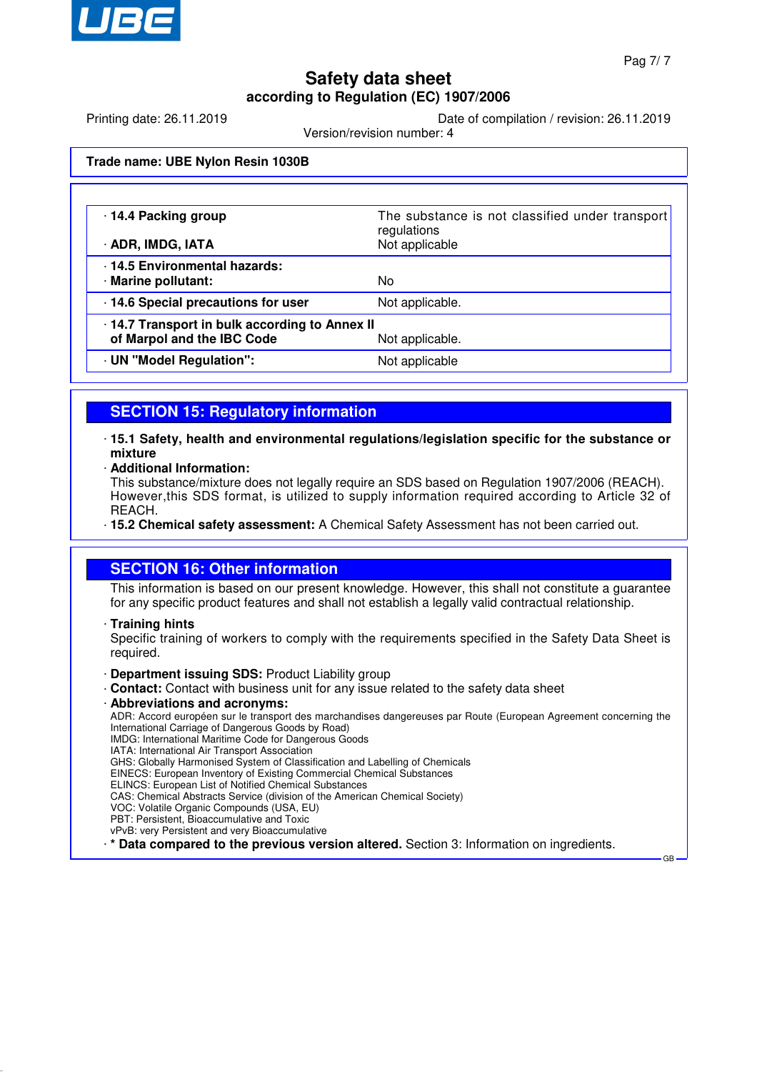Trade name: **UBE Nylon Resin 1030B**

| | |
|---|---|
| · **14.4 Packing group** | The substance is not classified under transport regulations |
| · **ADR, IMDG, IATA** | Not applicable |
| · **14.5 Environmental hazards:** | |
| · **Marine pollutant:** | No |
| · **14.6 Special precautions for user** | Not applicable. |
| · **14.7 Transport in bulk according to Annex II of Marpol and the IBC Code** | Not applicable. |
| · **UN "Model Regulation":** | Not applicable |

## SECTION 15: Regulatory information

· **15.1 Safety, health and environmental regulations/legislation specific for the substance or mixture**

· **Additional Information:**
This substance/mixture does not legally require an SDS based on Regulation 1907/2006 (REACH). However,this SDS format, is utilized to supply information required according to Article 32 of REACH.

· **15.2 Chemical safety assessment:** A Chemical Safety Assessment has not been carried out.

## SECTION 16: Other information

This information is based on our present knowledge. However, this shall not constitute a guarantee for any specific product features and shall not establish a legally valid contractual relationship.

· **Training hints**
Specific training of workers to comply with the requirements specified in the Safety Data Sheet is required.

· **Department issuing SDS:** Product Liability group
· **Contact:** Contact with business unit for any issue related to the safety data sheet
· **Abbreviations and acronyms:**
ADR: Accord européen sur le transport des marchandises dangereuses par Route (European Agreement concerning the International Carriage of Dangerous Goods by Road)
IMDG: International Maritime Code for Dangerous Goods
IATA: International Air Transport Association
GHS: Globally Harmonised System of Classification and Labelling of Chemicals
EINECS: European Inventory of Existing Commercial Chemical Substances
ELINCS: European List of Notified Chemical Substances
CAS: Chemical Abstracts Service (division of the American Chemical Society)
VOC: Volatile Organic Compounds (USA, EU)
PBT: Persistent, Bioaccumulative and Toxic
vPvB: very Persistent and very Bioaccumulative
· * **Data compared to the previous version altered.** Section 3: Information on ingredients.